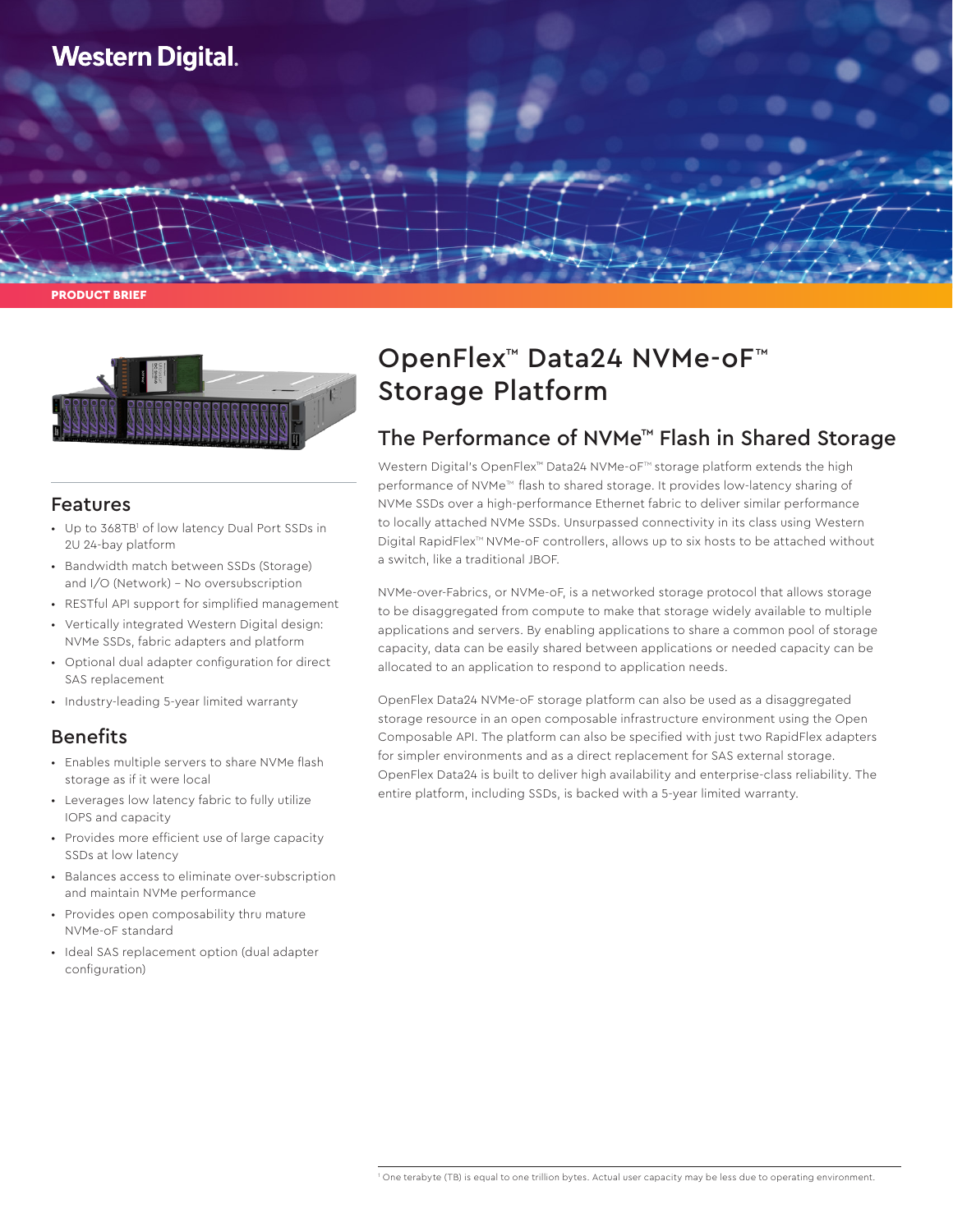Western Digital.

PRODUCT BRIEF

# OpenFlex™ Data24 NVMe-oF™ Storage Platform

## The Performance of NVMe™ Flash in Shared Storage

Western Digital's OpenFlex™ Data24 NVMe-oF™ storage platform extends the high performance of NVMe™ flash to shared storage. It provides low-latency sharing of NVMe SSDs over a high-performance Ethernet fabric to deliver similar performance to locally attached NVMe SSDs. Unsurpassed connectivity in its class using Western Digital RapidFlex™ NVMe-oF controllers, allows up to six hosts to be attached without a switch, like a traditional JBOF.

NVMe-over-Fabrics, or NVMe-oF, is a networked storage protocol that allows storage to be disaggregated from compute to make that storage widely available to multiple applications and servers. By enabling applications to share a common pool of storage capacity, data can be easily shared between applications or needed capacity can be allocated to an application to respond to application needs.

OpenFlex Data24 NVMe-oF storage platform can also be used as a disaggregated storage resource in an open composable infrastructure environment using the Open Composable API. The platform can also be specified with just two RapidFlex adapters for simpler environments and as a direct replacement for SAS external storage. OpenFlex Data24 is built to deliver high availability and enterprise-class reliability. The entire platform, including SSDs, is backed with a 5-year limited warranty.

## Features

- Up to 368TB[1] of low latency Dual Port SSDs in 2U 24-bay platform
- Bandwidth match between SSDs (Storage) and I/O (Network) – No oversubscription
- RESTful API support for simplified management
- Vertically integrated Western Digital design: NVMe SSDs, fabric adapters and platform
- Optional dual adapter configuration for direct SAS replacement
- Industry-leading 5-year limited warranty

## Benefits

- Enables multiple servers to share NVMe flash storage as if it were local
- Leverages low latency fabric to fully utilize IOPS and capacity
- Provides more efficient use of large capacity SSDs at low latency
- Balances access to eliminate over-subscription and maintain NVMe performance
- Provides open composability thru mature NVMe-oF standard
- Ideal SAS replacement option (dual adapter configuration)

[1] One terabyte (TB) is equal to one trillion bytes. Actual user capacity may be less due to operating environment.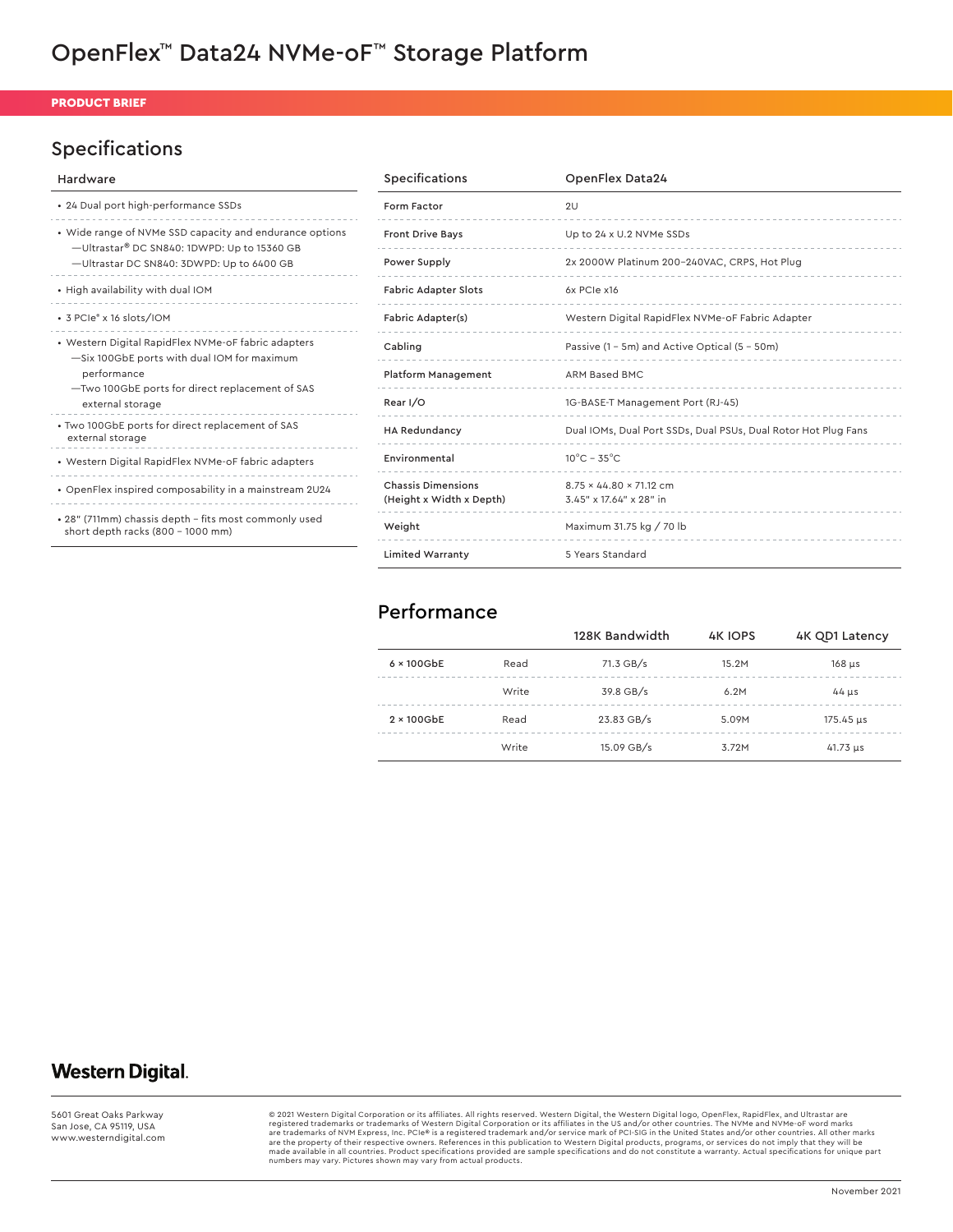# OpenFlex™ Data24 NVMe-oF™ Storage Platform

**PRODUCT BRIEF**

## Specifications

### Hardware

- 24 Dual port high-performance SSDs
- Wide range of NVMe SSD capacity and endurance options
  - —Ultrastar® DC SN840: 1DWPD: Up to 15360 GB
  - —Ultrastar DC SN840: 3DWPD: Up to 6400 GB
- High availability with dual IOM
- 3 PCIe® x 16 slots/IOM
- Western Digital RapidFlex NVMe-oF fabric adapters
  - —Six 100GbE ports with dual IOM for maximum performance
  - —Two 100GbE ports for direct replacement of SAS external storage
- Two 100GbE ports for direct replacement of SAS external storage
- Western Digital RapidFlex NVMe-oF fabric adapters
- OpenFlex inspired composability in a mainstream 2U24
- 28" (711mm) chassis depth – fits most commonly used short depth racks (800 – 1000 mm)

| Specifications | OpenFlex Data24 |
|---|---|
| Form Factor | 2U |
| Front Drive Bays | Up to 24 x U.2 NVMe SSDs |
| Power Supply | 2x 2000W Platinum 200–240VAC, CRPS, Hot Plug |
| Fabric Adapter Slots | 6x PCIe x16 |
| Fabric Adapter(s) | Western Digital RapidFlex NVMe-oF Fabric Adapter |
| Cabling | Passive (1 – 5m) and Active Optical (5 – 50m) |
| Platform Management | ARM Based BMC |
| Rear I/O | 1G-BASE-T Management Port (RJ-45) |
| HA Redundancy | Dual IOMs, Dual Port SSDs, Dual PSUs, Dual Rotor Hot Plug Fans |
| Environmental | 10°C – 35°C |
| Chassis Dimensions (Height x Width x Depth) | 8.75 × 44.80 × 71.12 cm<br>3.45" x 17.64" x 28" in |
| Weight | Maximum 31.75 kg / 70 lb |
| Limited Warranty | 5 Years Standard |

## Performance

| | | 128K Bandwidth | 4K IOPS | 4K QD1 Latency |
|---|---|---|---|---|
| 6 × 100GbE | Read | 71.3 GB/s | 15.2M | 168 µs |
| | Write | 39.8 GB/s | 6.2M | 44 µs |
| 2 × 100GbE | Read | 23.83 GB/s | 5.09M | 175.45 µs |
| | Write | 15.09 GB/s | 3.72M | 41.73 µs |

**Western Digital.**

5601 Great Oaks Parkway
San Jose, CA 95119, USA
www.westerndigital.com

© 2021 Western Digital Corporation or its affiliates. All rights reserved. Western Digital, the Western Digital logo, OpenFlex, RapidFlex, and Ultrastar are registered trademarks or trademarks of Western Digital Corporation or its affiliates in the US and/or other countries. The NVMe and NVMe-oF word marks are trademarks of NVM Express, Inc. PCIe® is a registered trademark and/or service mark of PCI-SIG in the United States and/or other countries. All other marks are the property of their respective owners. References in this publication to Western Digital products, programs, or services do not imply that they will be made available in all countries. Product specifications provided are sample specifications and do not constitute a warranty. Actual specifications for unique part numbers may vary. Pictures shown may vary from actual products.

November 2021